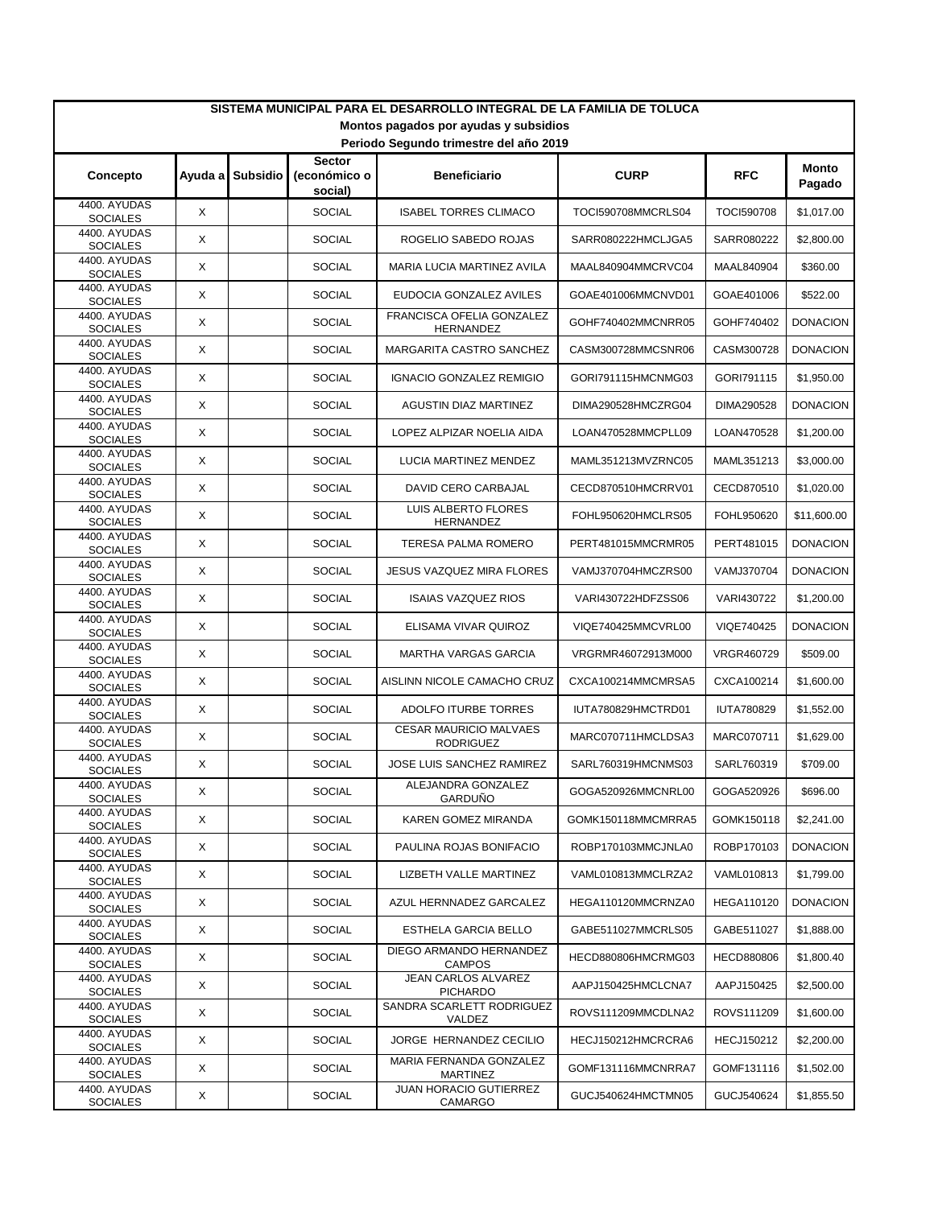**SISTEMA MUNICIPAL PARA EL DESARROLLO INTEGRAL DE LA FAMILIA DE TOLUCA**

**Montos pagados por ayudas y subsidios**

**Periodo Segundo trimestre del año 2019**

| Concepto | Ayuda a | Subsidio | Sector (económico o social) | Beneficiario | CURP | RFC | Monto Pagado |
|---|---|---|---|---|---|---|---|
| 4400. AYUDAS SOCIALES | X | | SOCIAL | ISABEL TORRES CLIMACO | TOCI590708MMCRLS04 | TOCI590708 | $1,017.00 |
| 4400. AYUDAS SOCIALES | X | | SOCIAL | ROGELIO SABEDO ROJAS | SARR080222HMCLJGA5 | SARR080222 | $2,800.00 |
| 4400. AYUDAS SOCIALES | X | | SOCIAL | MARIA LUCIA MARTINEZ AVILA | MAAL840904MMCRVC04 | MAAL840904 | $360.00 |
| 4400. AYUDAS SOCIALES | X | | SOCIAL | EUDOCIA GONZALEZ AVILES | GOAE401006MMCNVD01 | GOAE401006 | $522.00 |
| 4400. AYUDAS SOCIALES | X | | SOCIAL | FRANCISCA OFELIA GONZALEZ HERNANDEZ | GOHF740402MMCNRR05 | GOHF740402 | DONACION |
| 4400. AYUDAS SOCIALES | X | | SOCIAL | MARGARITA CASTRO SANCHEZ | CASM300728MMCSNR06 | CASM300728 | DONACION |
| 4400. AYUDAS SOCIALES | X | | SOCIAL | IGNACIO GONZALEZ REMIGIO | GORI791115HMCNMG03 | GORI791115 | $1,950.00 |
| 4400. AYUDAS SOCIALES | X | | SOCIAL | AGUSTIN DIAZ MARTINEZ | DIMA290528HMCZRG04 | DIMA290528 | DONACION |
| 4400. AYUDAS SOCIALES | X | | SOCIAL | LOPEZ ALPIZAR NOELIA AIDA | LOAN470528MMCPLL09 | LOAN470528 | $1,200.00 |
| 4400. AYUDAS SOCIALES | X | | SOCIAL | LUCIA MARTINEZ MENDEZ | MAML351213MVZRNC05 | MAML351213 | $3,000.00 |
| 4400. AYUDAS SOCIALES | X | | SOCIAL | DAVID CERO CARBAJAL | CECD870510HMCRRV01 | CECD870510 | $1,020.00 |
| 4400. AYUDAS SOCIALES | X | | SOCIAL | LUIS ALBERTO FLORES HERNANDEZ | FOHL950620HMCLRS05 | FOHL950620 | $11,600.00 |
| 4400. AYUDAS SOCIALES | X | | SOCIAL | TERESA PALMA ROMERO | PERT481015MMCRMR05 | PERT481015 | DONACION |
| 4400. AYUDAS SOCIALES | X | | SOCIAL | JESUS VAZQUEZ MIRA FLORES | VAMJ370704HMCZRS00 | VAMJ370704 | DONACION |
| 4400. AYUDAS SOCIALES | X | | SOCIAL | ISAIAS VAZQUEZ RIOS | VARI430722HDFZSS06 | VARI430722 | $1,200.00 |
| 4400. AYUDAS SOCIALES | X | | SOCIAL | ELISAMA VIVAR QUIROZ | VIQE740425MMCVRL00 | VIQE740425 | DONACION |
| 4400. AYUDAS SOCIALES | X | | SOCIAL | MARTHA VARGAS GARCIA | VRGRMR46072913M000 | VRGR460729 | $509.00 |
| 4400. AYUDAS SOCIALES | X | | SOCIAL | AISLINN NICOLE CAMACHO CRUZ | CXCA100214MMCMRSA5 | CXCA100214 | $1,600.00 |
| 4400. AYUDAS SOCIALES | X | | SOCIAL | ADOLFO ITURBE TORRES | IUTA780829HMCTRD01 | IUTA780829 | $1,552.00 |
| 4400. AYUDAS SOCIALES | X | | SOCIAL | CESAR MAURICIO MALVAES RODRIGUEZ | MARC070711HMCLDSA3 | MARC070711 | $1,629.00 |
| 4400. AYUDAS SOCIALES | X | | SOCIAL | JOSE LUIS SANCHEZ RAMIREZ | SARL760319HMCNMS03 | SARL760319 | $709.00 |
| 4400. AYUDAS SOCIALES | X | | SOCIAL | ALEJANDRA GONZALEZ GARDUÑO | GOGA520926MMCNRL00 | GOGA520926 | $696.00 |
| 4400. AYUDAS SOCIALES | X | | SOCIAL | KAREN GOMEZ MIRANDA | GOMK150118MMCMRRA5 | GOMK150118 | $2,241.00 |
| 4400. AYUDAS SOCIALES | X | | SOCIAL | PAULINA ROJAS BONIFACIO | ROBP170103MMCJNLA0 | ROBP170103 | DONACION |
| 4400. AYUDAS SOCIALES | X | | SOCIAL | LIZBETH VALLE MARTINEZ | VAML010813MMCLRZA2 | VAML010813 | $1,799.00 |
| 4400. AYUDAS SOCIALES | X | | SOCIAL | AZUL HERNNADEZ GARCALEZ | HEGA110120MMCRNZA0 | HEGA110120 | DONACION |
| 4400. AYUDAS SOCIALES | X | | SOCIAL | ESTHELA GARCIA BELLO | GABE511027MMCRLS05 | GABE511027 | $1,888.00 |
| 4400. AYUDAS SOCIALES | X | | SOCIAL | DIEGO ARMANDO HERNANDEZ CAMPOS | HECD880806HMCRMG03 | HECD880806 | $1,800.40 |
| 4400. AYUDAS SOCIALES | X | | SOCIAL | JEAN CARLOS ALVAREZ PICHARDO | AAPJ150425HMCLCNA7 | AAPJ150425 | $2,500.00 |
| 4400. AYUDAS SOCIALES | X | | SOCIAL | SANDRA SCARLETT RODRIGUEZ VALDEZ | ROVS111209MMCDLNA2 | ROVS111209 | $1,600.00 |
| 4400. AYUDAS SOCIALES | X | | SOCIAL | JORGE HERNANDEZ CECILIO | HECJ150212HMCRCRA6 | HECJ150212 | $2,200.00 |
| 4400. AYUDAS SOCIALES | X | | SOCIAL | MARIA FERNANDA GONZALEZ MARTINEZ | GOMF131116MMCNRRA7 | GOMF131116 | $1,502.00 |
| 4400. AYUDAS SOCIALES | X | | SOCIAL | JUAN HORACIO GUTIERREZ CAMARGO | GUCJ540624HMCTMN05 | GUCJ540624 | $1,855.50 |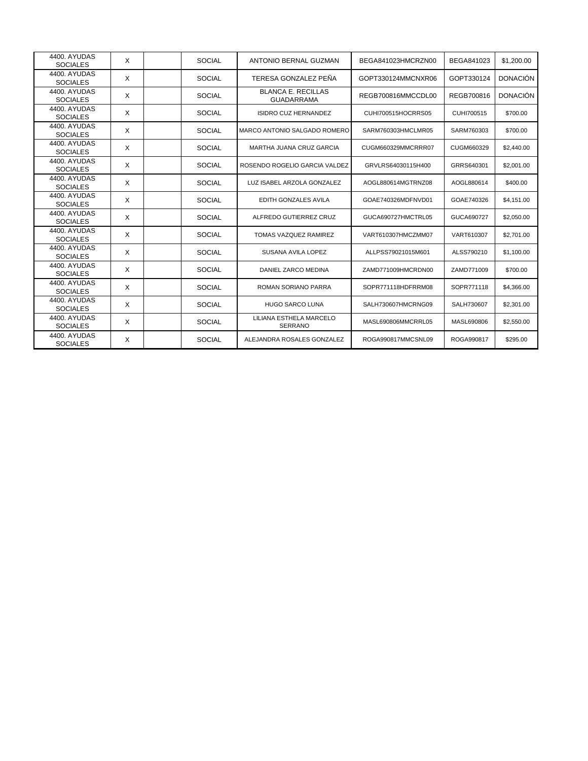| | | | | | | | |
|---|---|---|---|---|---|---|---|
| 4400. AYUDAS SOCIALES | X | | SOCIAL | ANTONIO BERNAL GUZMAN | BEGA841023HMCRZN00 | BEGA841023 | $1,200.00 |
| 4400. AYUDAS SOCIALES | X | | SOCIAL | TERESA GONZALEZ PEÑA | GOPT330124MMCNXR06 | GOPT330124 | DONACIÓN |
| 4400. AYUDAS SOCIALES | X | | SOCIAL | BLANCA E. RECILLAS GUADARRAMA | REGB700816MMCCDL00 | REGB700816 | DONACIÓN |
| 4400. AYUDAS SOCIALES | X | | SOCIAL | ISIDRO CUZ HERNANDEZ | CUHI700515HOCRRS05 | CUHI700515 | $700.00 |
| 4400. AYUDAS SOCIALES | X | | SOCIAL | MARCO ANTONIO SALGADO ROMERO | SARM760303HMCLMR05 | SARM760303 | $700.00 |
| 4400. AYUDAS SOCIALES | X | | SOCIAL | MARTHA JUANA CRUZ GARCIA | CUGM660329MMCRRR07 | CUGM660329 | $2,440.00 |
| 4400. AYUDAS SOCIALES | X | | SOCIAL | ROSENDO ROGELIO GARCIA VALDEZ | GRVLRS64030115H400 | GRRS640301 | $2,001.00 |
| 4400. AYUDAS SOCIALES | X | | SOCIAL | LUZ ISABEL ARZOLA GONZALEZ | AOGL880614MGTRNZ08 | AOGL880614 | $400.00 |
| 4400. AYUDAS SOCIALES | X | | SOCIAL | EDITH GONZALES AVILA | GOAE740326MDFNVD01 | GOAE740326 | $4,151.00 |
| 4400. AYUDAS SOCIALES | X | | SOCIAL | ALFREDO GUTIERREZ CRUZ | GUCA690727HMCTRL05 | GUCA690727 | $2,050.00 |
| 4400. AYUDAS SOCIALES | X | | SOCIAL | TOMAS VAZQUEZ RAMIREZ | VART610307HMCZMM07 | VART610307 | $2,701.00 |
| 4400. AYUDAS SOCIALES | X | | SOCIAL | SUSANA AVILA LOPEZ | ALLPSS79021015M601 | ALSS790210 | $1,100.00 |
| 4400. AYUDAS SOCIALES | X | | SOCIAL | DANIEL ZARCO MEDINA | ZAMD771009HMCRDN00 | ZAMD771009 | $700.00 |
| 4400. AYUDAS SOCIALES | X | | SOCIAL | ROMAN SORIANO PARRA | SOPR771118HDFRRM08 | SOPR771118 | $4,366.00 |
| 4400. AYUDAS SOCIALES | X | | SOCIAL | HUGO SARCO LUNA | SALH730607HMCRNG09 | SALH730607 | $2,301.00 |
| 4400. AYUDAS SOCIALES | X | | SOCIAL | LILIANA ESTHELA MARCELO SERRANO | MASL690806MMCRRL05 | MASL690806 | $2,550.00 |
| 4400. AYUDAS SOCIALES | X | | SOCIAL | ALEJANDRA ROSALES GONZALEZ | ROGA990817MMCSNL09 | ROGA990817 | $295.00 |